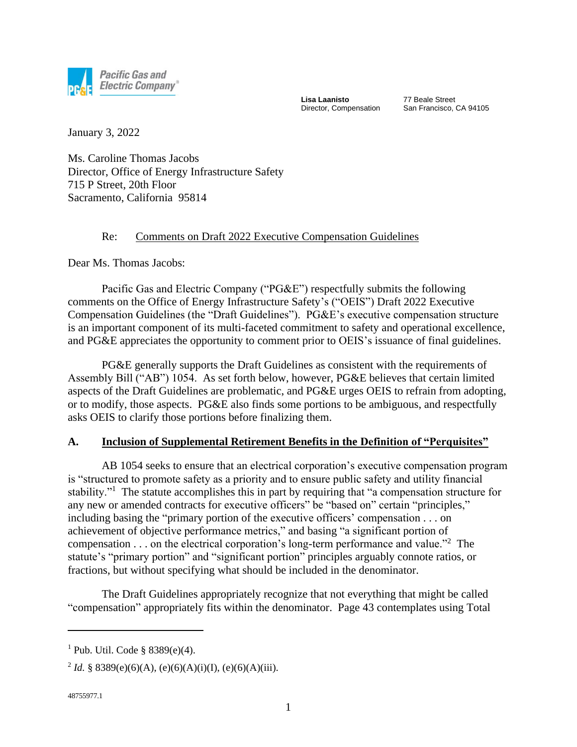Pacific Gas and Electric Company

**Lisa Laanisto**
Director, Compensation

77 Beale Street
San Francisco, CA 94105

January 3, 2022

Ms. Caroline Thomas Jacobs
Director, Office of Energy Infrastructure Safety
715 P Street, 20th Floor
Sacramento, California 95814

Re: Comments on Draft 2022 Executive Compensation Guidelines

Dear Ms. Thomas Jacobs:

Pacific Gas and Electric Company ("PG&E") respectfully submits the following comments on the Office of Energy Infrastructure Safety's ("OEIS") Draft 2022 Executive Compensation Guidelines (the "Draft Guidelines"). PG&E's executive compensation structure is an important component of its multi-faceted commitment to safety and operational excellence, and PG&E appreciates the opportunity to comment prior to OEIS's issuance of final guidelines.

PG&E generally supports the Draft Guidelines as consistent with the requirements of Assembly Bill ("AB") 1054. As set forth below, however, PG&E believes that certain limited aspects of the Draft Guidelines are problematic, and PG&E urges OEIS to refrain from adopting, or to modify, those aspects. PG&E also finds some portions to be ambiguous, and respectfully asks OEIS to clarify those portions before finalizing them.

## A. Inclusion of Supplemental Retirement Benefits in the Definition of "Perquisites"

AB 1054 seeks to ensure that an electrical corporation's executive compensation program is "structured to promote safety as a priority and to ensure public safety and utility financial stability."[1] The statute accomplishes this in part by requiring that "a compensation structure for any new or amended contracts for executive officers" be "based on" certain "principles," including basing the "primary portion of the executive officers' compensation . . . on achievement of objective performance metrics," and basing "a significant portion of compensation . . . on the electrical corporation's long-term performance and value."[2] The statute's "primary portion" and "significant portion" principles arguably connote ratios, or fractions, but without specifying what should be included in the denominator.

The Draft Guidelines appropriately recognize that not everything that might be called "compensation" appropriately fits within the denominator. Page 43 contemplates using Total

[1] Pub. Util. Code § 8389(e)(4).

[2] *Id.* § 8389(e)(6)(A), (e)(6)(A)(i)(I), (e)(6)(A)(iii).

48755977.1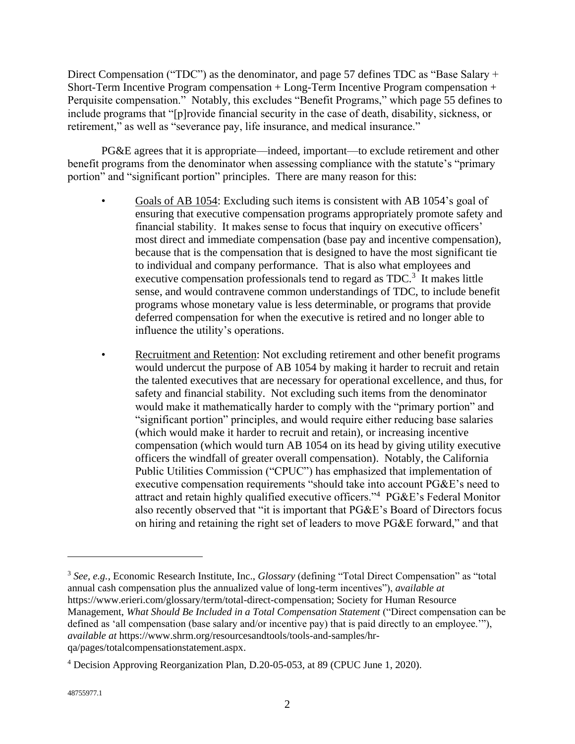Direct Compensation ("TDC") as the denominator, and page 57 defines TDC as "Base Salary + Short-Term Incentive Program compensation + Long-Term Incentive Program compensation + Perquisite compensation." Notably, this excludes "Benefit Programs," which page 55 defines to include programs that "[p]rovide financial security in the case of death, disability, sickness, or retirement," as well as "severance pay, life insurance, and medical insurance."

PG&E agrees that it is appropriate—indeed, important—to exclude retirement and other benefit programs from the denominator when assessing compliance with the statute's "primary portion" and "significant portion" principles. There are many reason for this:

- Goals of AB 1054: Excluding such items is consistent with AB 1054's goal of ensuring that executive compensation programs appropriately promote safety and financial stability. It makes sense to focus that inquiry on executive officers' most direct and immediate compensation (base pay and incentive compensation), because that is the compensation that is designed to have the most significant tie to individual and company performance. That is also what employees and executive compensation professionals tend to regard as TDC.[3] It makes little sense, and would contravene common understandings of TDC, to include benefit programs whose monetary value is less determinable, or programs that provide deferred compensation for when the executive is retired and no longer able to influence the utility's operations.

- Recruitment and Retention: Not excluding retirement and other benefit programs would undercut the purpose of AB 1054 by making it harder to recruit and retain the talented executives that are necessary for operational excellence, and thus, for safety and financial stability. Not excluding such items from the denominator would make it mathematically harder to comply with the "primary portion" and "significant portion" principles, and would require either reducing base salaries (which would make it harder to recruit and retain), or increasing incentive compensation (which would turn AB 1054 on its head by giving utility executive officers the windfall of greater overall compensation). Notably, the California Public Utilities Commission ("CPUC") has emphasized that implementation of executive compensation requirements "should take into account PG&E's need to attract and retain highly qualified executive officers."[4] PG&E's Federal Monitor also recently observed that "it is important that PG&E's Board of Directors focus on hiring and retaining the right set of leaders to move PG&E forward," and that

---

[3] *See, e.g.*, Economic Research Institute, Inc., *Glossary* (defining "Total Direct Compensation" as "total annual cash compensation plus the annualized value of long-term incentives"), *available at* https://www.erieri.com/glossary/term/total-direct-compensation; Society for Human Resource Management, *What Should Be Included in a Total Compensation Statement* ("Direct compensation can be defined as 'all compensation (base salary and/or incentive pay) that is paid directly to an employee.'"), *available at* https://www.shrm.org/resourcesandtools/tools-and-samples/hr-qa/pages/totalcompensationstatement.aspx.

[4] Decision Approving Reorganization Plan, D.20-05-053, at 89 (CPUC June 1, 2020).

48755977.1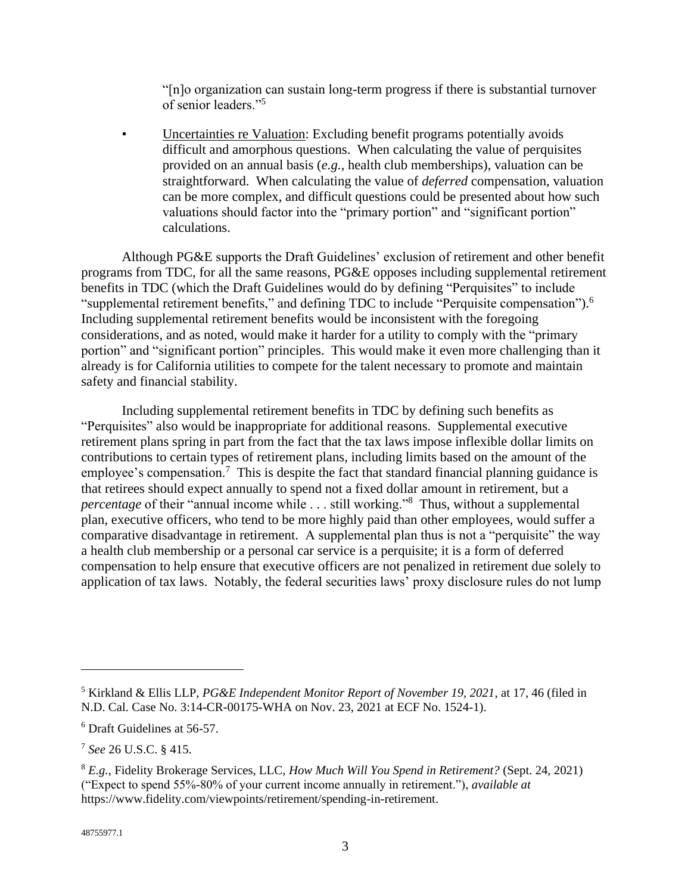"[n]o organization can sustain long-term progress if there is substantial turnover of senior leaders."[5]

- Uncertainties re Valuation: Excluding benefit programs potentially avoids difficult and amorphous questions. When calculating the value of perquisites provided on an annual basis (*e.g.*, health club memberships), valuation can be straightforward. When calculating the value of *deferred* compensation, valuation can be more complex, and difficult questions could be presented about how such valuations should factor into the "primary portion" and "significant portion" calculations.

Although PG&E supports the Draft Guidelines' exclusion of retirement and other benefit programs from TDC, for all the same reasons, PG&E opposes including supplemental retirement benefits in TDC (which the Draft Guidelines would do by defining "Perquisites" to include "supplemental retirement benefits," and defining TDC to include "Perquisite compensation").[6] Including supplemental retirement benefits would be inconsistent with the foregoing considerations, and as noted, would make it harder for a utility to comply with the "primary portion" and "significant portion" principles. This would make it even more challenging than it already is for California utilities to compete for the talent necessary to promote and maintain safety and financial stability.

Including supplemental retirement benefits in TDC by defining such benefits as "Perquisites" also would be inappropriate for additional reasons. Supplemental executive retirement plans spring in part from the fact that the tax laws impose inflexible dollar limits on contributions to certain types of retirement plans, including limits based on the amount of the employee's compensation.[7] This is despite the fact that standard financial planning guidance is that retirees should expect annually to spend not a fixed dollar amount in retirement, but a *percentage* of their "annual income while . . . still working."[8] Thus, without a supplemental plan, executive officers, who tend to be more highly paid than other employees, would suffer a comparative disadvantage in retirement. A supplemental plan thus is not a "perquisite" the way a health club membership or a personal car service is a perquisite; it is a form of deferred compensation to help ensure that executive officers are not penalized in retirement due solely to application of tax laws. Notably, the federal securities laws' proxy disclosure rules do not lump

---

[5] Kirkland & Ellis LLP, *PG&E Independent Monitor Report of November 19, 2021*, at 17, 46 (filed in N.D. Cal. Case No. 3:14-CR-00175-WHA on Nov. 23, 2021 at ECF No. 1524-1).

[6] Draft Guidelines at 56-57.

[7] *See* 26 U.S.C. § 415.

[8] *E.g.*, Fidelity Brokerage Services, LLC, *How Much Will You Spend in Retirement?* (Sept. 24, 2021) ("Expect to spend 55%-80% of your current income annually in retirement."), *available at* https://www.fidelity.com/viewpoints/retirement/spending-in-retirement.

48755977.1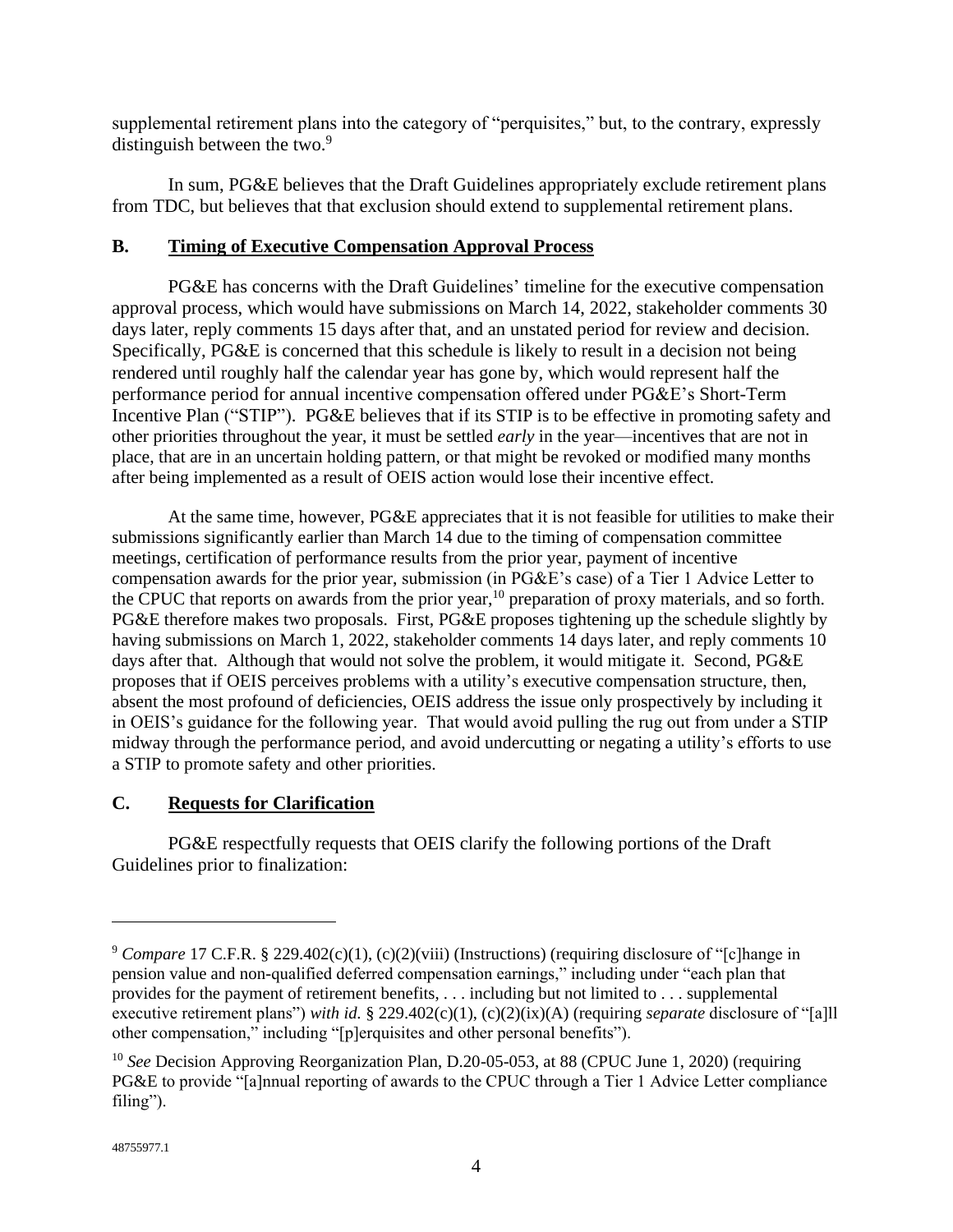supplemental retirement plans into the category of "perquisites," but, to the contrary, expressly distinguish between the two.[9]

In sum, PG&E believes that the Draft Guidelines appropriately exclude retirement plans from TDC, but believes that that exclusion should extend to supplemental retirement plans.

### B. Timing of Executive Compensation Approval Process

PG&E has concerns with the Draft Guidelines' timeline for the executive compensation approval process, which would have submissions on March 14, 2022, stakeholder comments 30 days later, reply comments 15 days after that, and an unstated period for review and decision. Specifically, PG&E is concerned that this schedule is likely to result in a decision not being rendered until roughly half the calendar year has gone by, which would represent half the performance period for annual incentive compensation offered under PG&E's Short-Term Incentive Plan ("STIP"). PG&E believes that if its STIP is to be effective in promoting safety and other priorities throughout the year, it must be settled *early* in the year—incentives that are not in place, that are in an uncertain holding pattern, or that might be revoked or modified many months after being implemented as a result of OEIS action would lose their incentive effect.

At the same time, however, PG&E appreciates that it is not feasible for utilities to make their submissions significantly earlier than March 14 due to the timing of compensation committee meetings, certification of performance results from the prior year, payment of incentive compensation awards for the prior year, submission (in PG&E's case) of a Tier 1 Advice Letter to the CPUC that reports on awards from the prior year,[10] preparation of proxy materials, and so forth. PG&E therefore makes two proposals. First, PG&E proposes tightening up the schedule slightly by having submissions on March 1, 2022, stakeholder comments 14 days later, and reply comments 10 days after that. Although that would not solve the problem, it would mitigate it. Second, PG&E proposes that if OEIS perceives problems with a utility's executive compensation structure, then, absent the most profound of deficiencies, OEIS address the issue only prospectively by including it in OEIS's guidance for the following year. That would avoid pulling the rug out from under a STIP midway through the performance period, and avoid undercutting or negating a utility's efforts to use a STIP to promote safety and other priorities.

### C. Requests for Clarification

PG&E respectfully requests that OEIS clarify the following portions of the Draft Guidelines prior to finalization:

---

[9] *Compare* 17 C.F.R. § 229.402(c)(1), (c)(2)(viii) (Instructions) (requiring disclosure of "[c]hange in pension value and non-qualified deferred compensation earnings," including under "each plan that provides for the payment of retirement benefits, . . . including but not limited to . . . supplemental executive retirement plans") *with id.* § 229.402(c)(1), (c)(2)(ix)(A) (requiring *separate* disclosure of "[a]ll other compensation," including "[p]erquisites and other personal benefits").

[10] *See* Decision Approving Reorganization Plan, D.20-05-053, at 88 (CPUC June 1, 2020) (requiring PG&E to provide "[a]nnual reporting of awards to the CPUC through a Tier 1 Advice Letter compliance filing").

48755977.1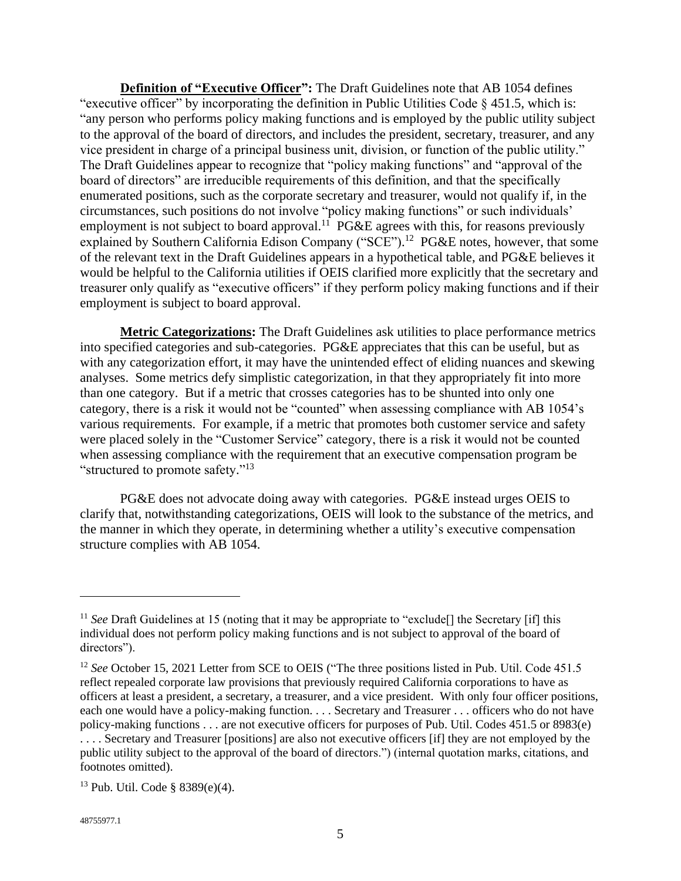**Definition of "Executive Officer":** The Draft Guidelines note that AB 1054 defines "executive officer" by incorporating the definition in Public Utilities Code § 451.5, which is: "any person who performs policy making functions and is employed by the public utility subject to the approval of the board of directors, and includes the president, secretary, treasurer, and any vice president in charge of a principal business unit, division, or function of the public utility." The Draft Guidelines appear to recognize that "policy making functions" and "approval of the board of directors" are irreducible requirements of this definition, and that the specifically enumerated positions, such as the corporate secretary and treasurer, would not qualify if, in the circumstances, such positions do not involve "policy making functions" or such individuals' employment is not subject to board approval.[11] PG&E agrees with this, for reasons previously explained by Southern California Edison Company ("SCE").[12] PG&E notes, however, that some of the relevant text in the Draft Guidelines appears in a hypothetical table, and PG&E believes it would be helpful to the California utilities if OEIS clarified more explicitly that the secretary and treasurer only qualify as "executive officers" if they perform policy making functions and if their employment is subject to board approval.

**Metric Categorizations:** The Draft Guidelines ask utilities to place performance metrics into specified categories and sub-categories. PG&E appreciates that this can be useful, but as with any categorization effort, it may have the unintended effect of eliding nuances and skewing analyses. Some metrics defy simplistic categorization, in that they appropriately fit into more than one category. But if a metric that crosses categories has to be shunted into only one category, there is a risk it would not be "counted" when assessing compliance with AB 1054's various requirements. For example, if a metric that promotes both customer service and safety were placed solely in the "Customer Service" category, there is a risk it would not be counted when assessing compliance with the requirement that an executive compensation program be "structured to promote safety."[13]

PG&E does not advocate doing away with categories. PG&E instead urges OEIS to clarify that, notwithstanding categorizations, OEIS will look to the substance of the metrics, and the manner in which they operate, in determining whether a utility's executive compensation structure complies with AB 1054.

---

[11] *See* Draft Guidelines at 15 (noting that it may be appropriate to "exclude[] the Secretary [if] this individual does not perform policy making functions and is not subject to approval of the board of directors").

[12] *See* October 15, 2021 Letter from SCE to OEIS ("The three positions listed in Pub. Util. Code 451.5 reflect repealed corporate law provisions that previously required California corporations to have as officers at least a president, a secretary, a treasurer, and a vice president. With only four officer positions, each one would have a policy-making function. . . . Secretary and Treasurer . . . officers who do not have policy-making functions . . . are not executive officers for purposes of Pub. Util. Codes 451.5 or 8983(e) . . . . Secretary and Treasurer [positions] are also not executive officers [if] they are not employed by the public utility subject to the approval of the board of directors.") (internal quotation marks, citations, and footnotes omitted).

[13] Pub. Util. Code § 8389(e)(4).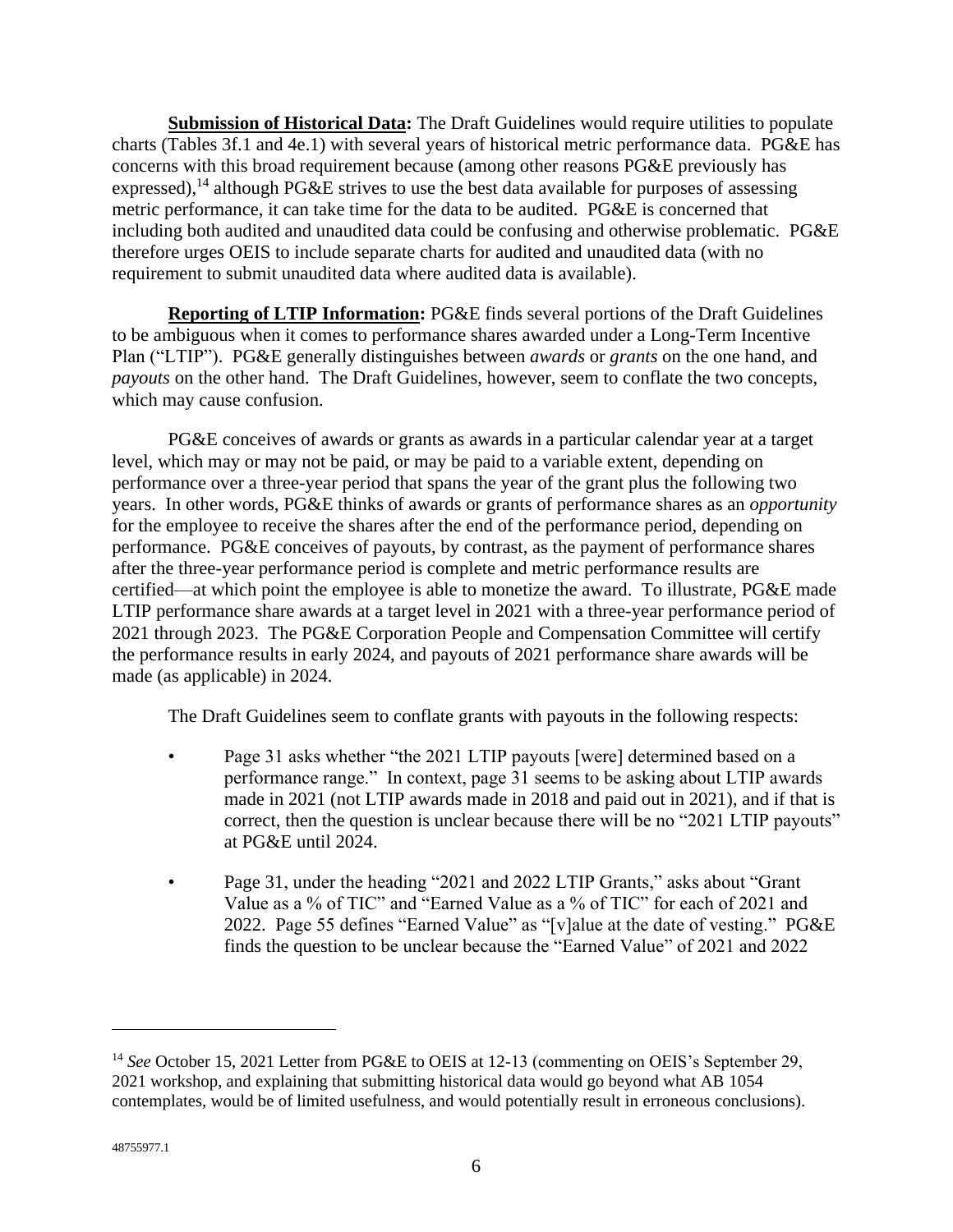**Submission of Historical Data:** The Draft Guidelines would require utilities to populate charts (Tables 3f.1 and 4e.1) with several years of historical metric performance data. PG&E has concerns with this broad requirement because (among other reasons PG&E previously has expressed),[14] although PG&E strives to use the best data available for purposes of assessing metric performance, it can take time for the data to be audited. PG&E is concerned that including both audited and unaudited data could be confusing and otherwise problematic. PG&E therefore urges OEIS to include separate charts for audited and unaudited data (with no requirement to submit unaudited data where audited data is available).

**Reporting of LTIP Information:** PG&E finds several portions of the Draft Guidelines to be ambiguous when it comes to performance shares awarded under a Long-Term Incentive Plan ("LTIP"). PG&E generally distinguishes between *awards* or *grants* on the one hand, and *payouts* on the other hand. The Draft Guidelines, however, seem to conflate the two concepts, which may cause confusion.

PG&E conceives of awards or grants as awards in a particular calendar year at a target level, which may or may not be paid, or may be paid to a variable extent, depending on performance over a three-year period that spans the year of the grant plus the following two years. In other words, PG&E thinks of awards or grants of performance shares as an *opportunity* for the employee to receive the shares after the end of the performance period, depending on performance. PG&E conceives of payouts, by contrast, as the payment of performance shares after the three-year performance period is complete and metric performance results are certified—at which point the employee is able to monetize the award. To illustrate, PG&E made LTIP performance share awards at a target level in 2021 with a three-year performance period of 2021 through 2023. The PG&E Corporation People and Compensation Committee will certify the performance results in early 2024, and payouts of 2021 performance share awards will be made (as applicable) in 2024.

The Draft Guidelines seem to conflate grants with payouts in the following respects:

- Page 31 asks whether "the 2021 LTIP payouts [were] determined based on a performance range." In context, page 31 seems to be asking about LTIP awards made in 2021 (not LTIP awards made in 2018 and paid out in 2021), and if that is correct, then the question is unclear because there will be no "2021 LTIP payouts" at PG&E until 2024.
- Page 31, under the heading "2021 and 2022 LTIP Grants," asks about "Grant Value as a % of TIC" and "Earned Value as a % of TIC" for each of 2021 and 2022. Page 55 defines "Earned Value" as "[v]alue at the date of vesting." PG&E finds the question to be unclear because the "Earned Value" of 2021 and 2022

[14] *See* October 15, 2021 Letter from PG&E to OEIS at 12-13 (commenting on OEIS's September 29, 2021 workshop, and explaining that submitting historical data would go beyond what AB 1054 contemplates, would be of limited usefulness, and would potentially result in erroneous conclusions).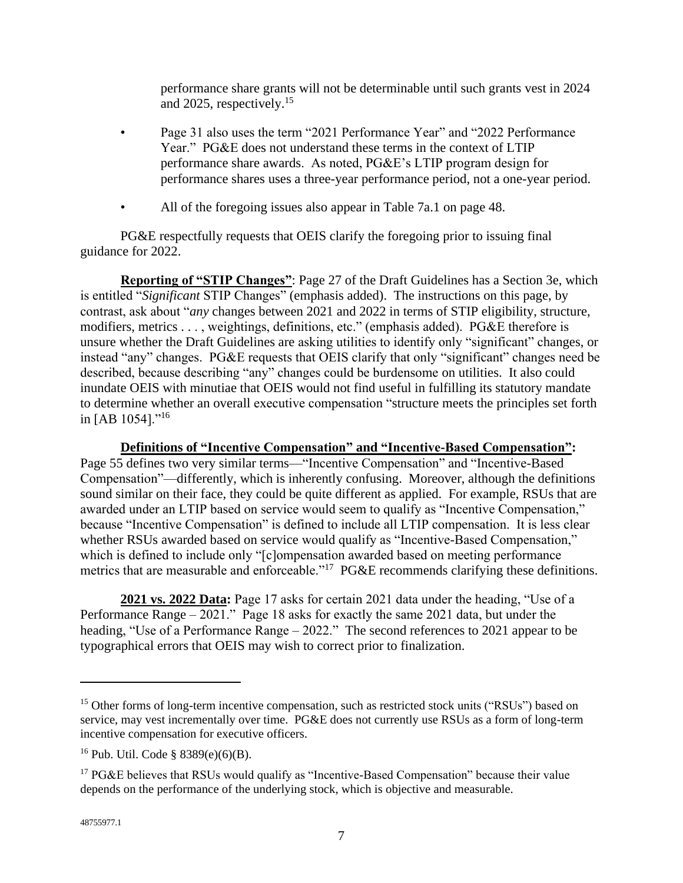performance share grants will not be determinable until such grants vest in 2024 and 2025, respectively.[15]

- Page 31 also uses the term "2021 Performance Year" and "2022 Performance Year." PG&E does not understand these terms in the context of LTIP performance share awards. As noted, PG&E's LTIP program design for performance shares uses a three-year performance period, not a one-year period.

- All of the foregoing issues also appear in Table 7a.1 on page 48.

PG&E respectfully requests that OEIS clarify the foregoing prior to issuing final guidance for 2022.

**Reporting of "STIP Changes"**: Page 27 of the Draft Guidelines has a Section 3e, which is entitled "*Significant* STIP Changes" (emphasis added). The instructions on this page, by contrast, ask about "*any* changes between 2021 and 2022 in terms of STIP eligibility, structure, modifiers, metrics . . . , weightings, definitions, etc." (emphasis added). PG&E therefore is unsure whether the Draft Guidelines are asking utilities to identify only "significant" changes, or instead "any" changes. PG&E requests that OEIS clarify that only "significant" changes need be described, because describing "any" changes could be burdensome on utilities. It also could inundate OEIS with minutiae that OEIS would not find useful in fulfilling its statutory mandate to determine whether an overall executive compensation "structure meets the principles set forth in [AB 1054]."[16]

**Definitions of "Incentive Compensation" and "Incentive-Based Compensation":** Page 55 defines two very similar terms—"Incentive Compensation" and "Incentive-Based Compensation"—differently, which is inherently confusing. Moreover, although the definitions sound similar on their face, they could be quite different as applied. For example, RSUs that are awarded under an LTIP based on service would seem to qualify as "Incentive Compensation," because "Incentive Compensation" is defined to include all LTIP compensation. It is less clear whether RSUs awarded based on service would qualify as "Incentive-Based Compensation," which is defined to include only "[c]ompensation awarded based on meeting performance metrics that are measurable and enforceable."[17] PG&E recommends clarifying these definitions.

**2021 vs. 2022 Data:** Page 17 asks for certain 2021 data under the heading, "Use of a Performance Range – 2021." Page 18 asks for exactly the same 2021 data, but under the heading, "Use of a Performance Range – 2022." The second references to 2021 appear to be typographical errors that OEIS may wish to correct prior to finalization.

---

[15] Other forms of long-term incentive compensation, such as restricted stock units ("RSUs") based on service, may vest incrementally over time. PG&E does not currently use RSUs as a form of long-term incentive compensation for executive officers.

[16] Pub. Util. Code § 8389(e)(6)(B).

[17] PG&E believes that RSUs would qualify as "Incentive-Based Compensation" because their value depends on the performance of the underlying stock, which is objective and measurable.

48755977.1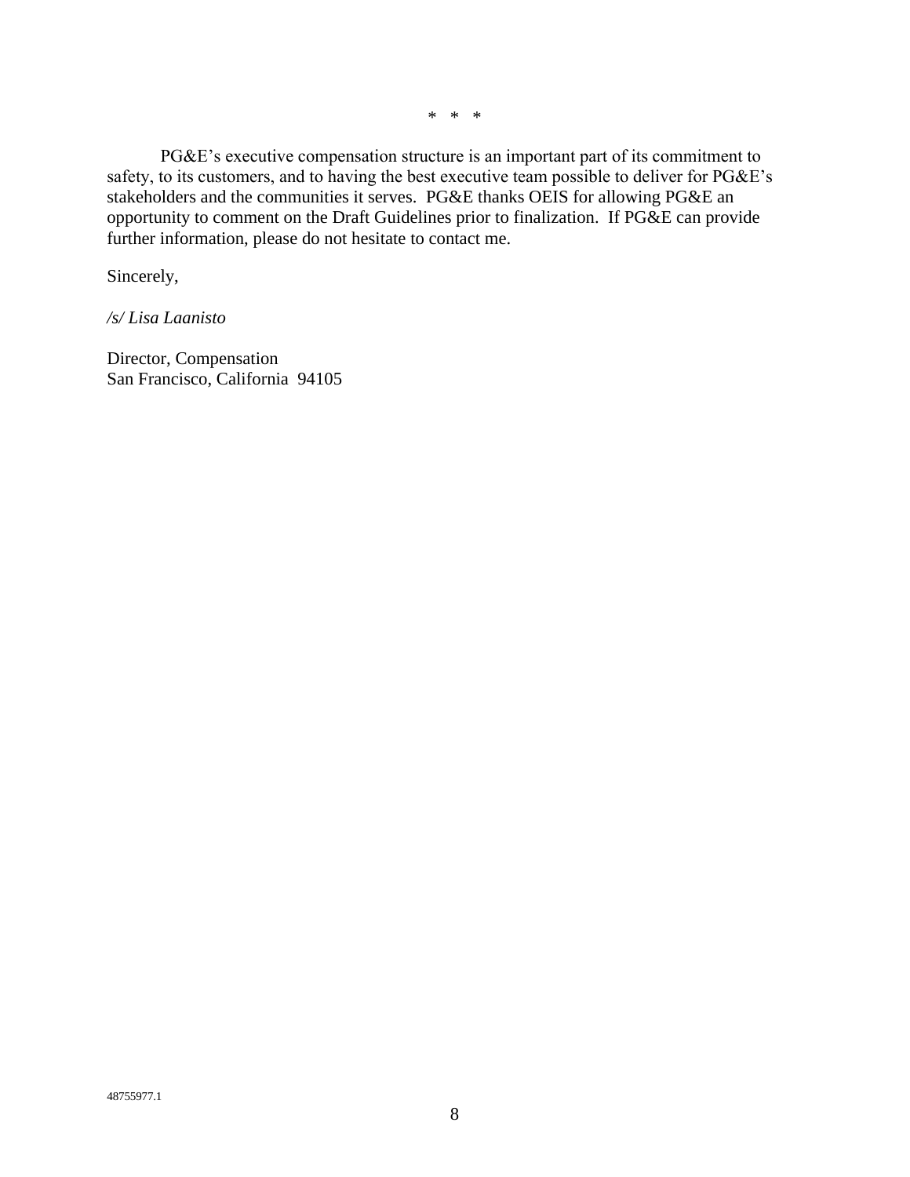\* \* \*

PG&E's executive compensation structure is an important part of its commitment to safety, to its customers, and to having the best executive team possible to deliver for PG&E's stakeholders and the communities it serves. PG&E thanks OEIS for allowing PG&E an opportunity to comment on the Draft Guidelines prior to finalization. If PG&E can provide further information, please do not hesitate to contact me.

Sincerely,

*/s/ Lisa Laanisto*

Director, Compensation
San Francisco, California 94105

48755977.1